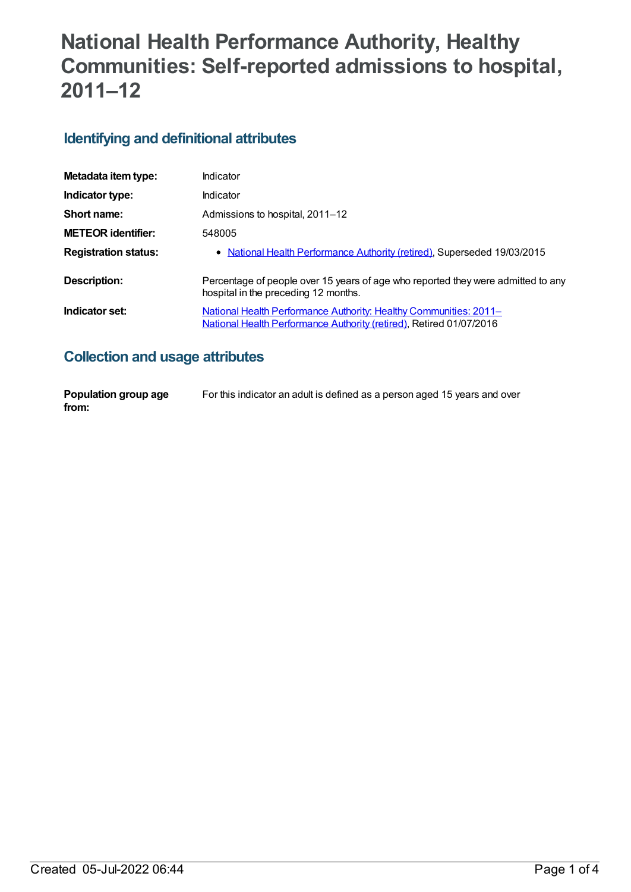# National Health Performance Authority, Healthy Communities: Self-reported admissions to hospital, 2011–12

## Identifying and definitional attributes

| | |
|---|---|
| **Metadata item type:** | Indicator |
| **Indicator type:** | Indicator |
| **Short name:** | Admissions to hospital, 2011–12 |
| **METEOR identifier:** | 548005 |
| **Registration status:** | • National Health Performance Authority (retired), Superseded 19/03/2015 |
| **Description:** | Percentage of people over 15 years of age who reported they were admitted to any hospital in the preceding 12 months. |
| **Indicator set:** | National Health Performance Authority: Healthy Communities: 2011– National Health Performance Authority (retired), Retired 01/07/2016 |

## Collection and usage attributes

| | |
|---|---|
| **Population group age from:** | For this indicator an adult is defined as a person aged 15 years and over |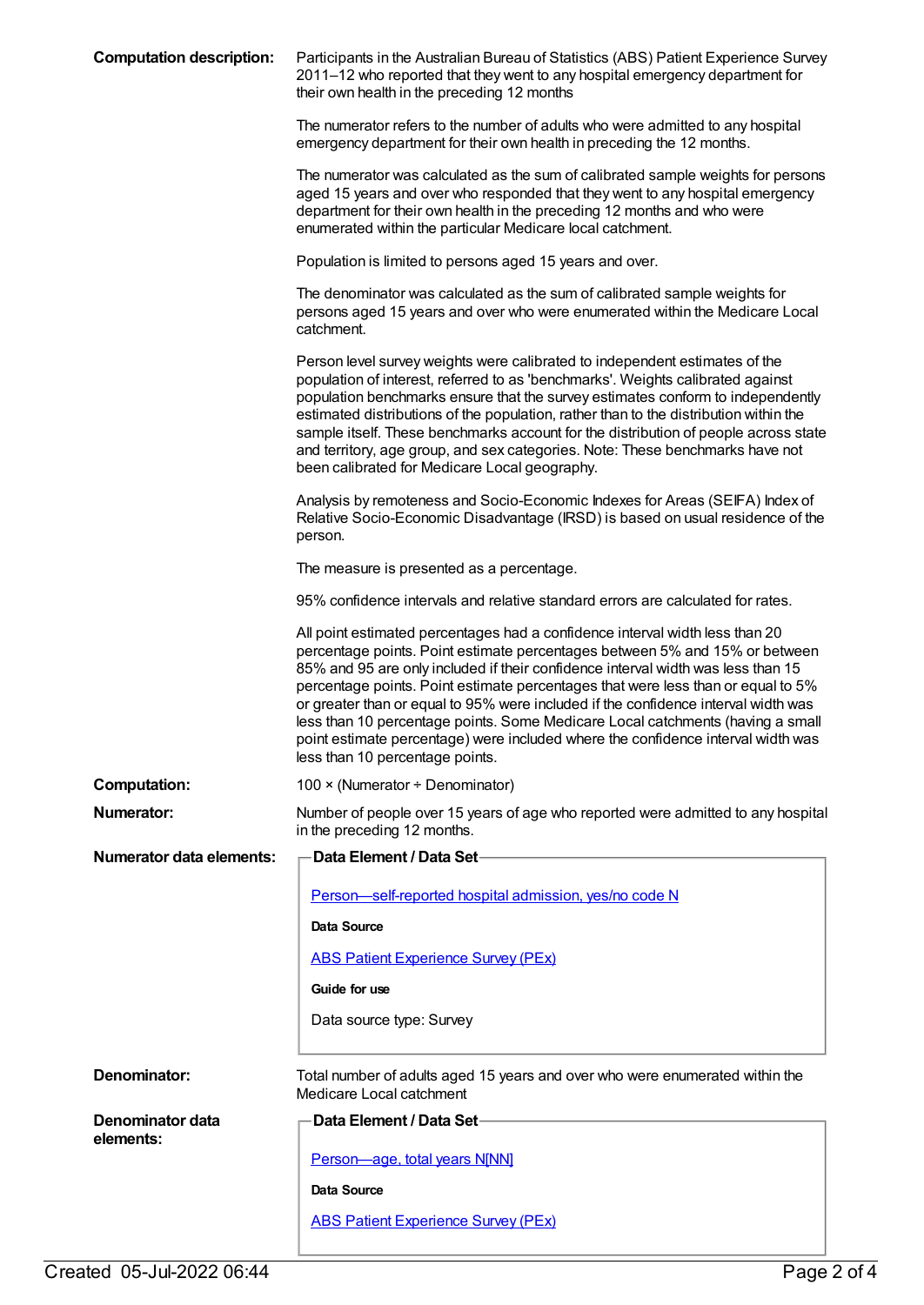**Computation description:**

Participants in the Australian Bureau of Statistics (ABS) Patient Experience Survey 2011–12 who reported that they went to any hospital emergency department for their own health in the preceding 12 months

The numerator refers to the number of adults who were admitted to any hospital emergency department for their own health in preceding the 12 months.

The numerator was calculated as the sum of calibrated sample weights for persons aged 15 years and over who responded that they went to any hospital emergency department for their own health in the preceding 12 months and who were enumerated within the particular Medicare local catchment.

Population is limited to persons aged 15 years and over.

The denominator was calculated as the sum of calibrated sample weights for persons aged 15 years and over who were enumerated within the Medicare Local catchment.

Person level survey weights were calibrated to independent estimates of the population of interest, referred to as 'benchmarks'. Weights calibrated against population benchmarks ensure that the survey estimates conform to independently estimated distributions of the population, rather than to the distribution within the sample itself. These benchmarks account for the distribution of people across state and territory, age group, and sex categories. Note: These benchmarks have not been calibrated for Medicare Local geography.

Analysis by remoteness and Socio-Economic Indexes for Areas (SEIFA) Index of Relative Socio-Economic Disadvantage (IRSD) is based on usual residence of the person.

The measure is presented as a percentage.

95% confidence intervals and relative standard errors are calculated for rates.

All point estimated percentages had a confidence interval width less than 20 percentage points. Point estimate percentages between 5% and 15% or between 85% and 95 are only included if their confidence interval width was less than 15 percentage points. Point estimate percentages that were less than or equal to 5% or greater than or equal to 95% were included if the confidence interval width was less than 10 percentage points. Some Medicare Local catchments (having a small point estimate percentage) were included where the confidence interval width was less than 10 percentage points.

**Computation:** 100 × (Numerator ÷ Denominator)

**Numerator:** Number of people over 15 years of age who reported were admitted to any hospital in the preceding 12 months.

**Numerator data elements:**

**Data Element / Data Set**

Person—self-reported hospital admission, yes/no code N

**Data Source**

ABS Patient Experience Survey (PEx)

**Guide for use**

Data source type: Survey

**Denominator:** Total number of adults aged 15 years and over who were enumerated within the Medicare Local catchment

**Denominator data elements:**

**Data Element / Data Set**

Person—age, total years N[NN]

**Data Source**

ABS Patient Experience Survey (PEx)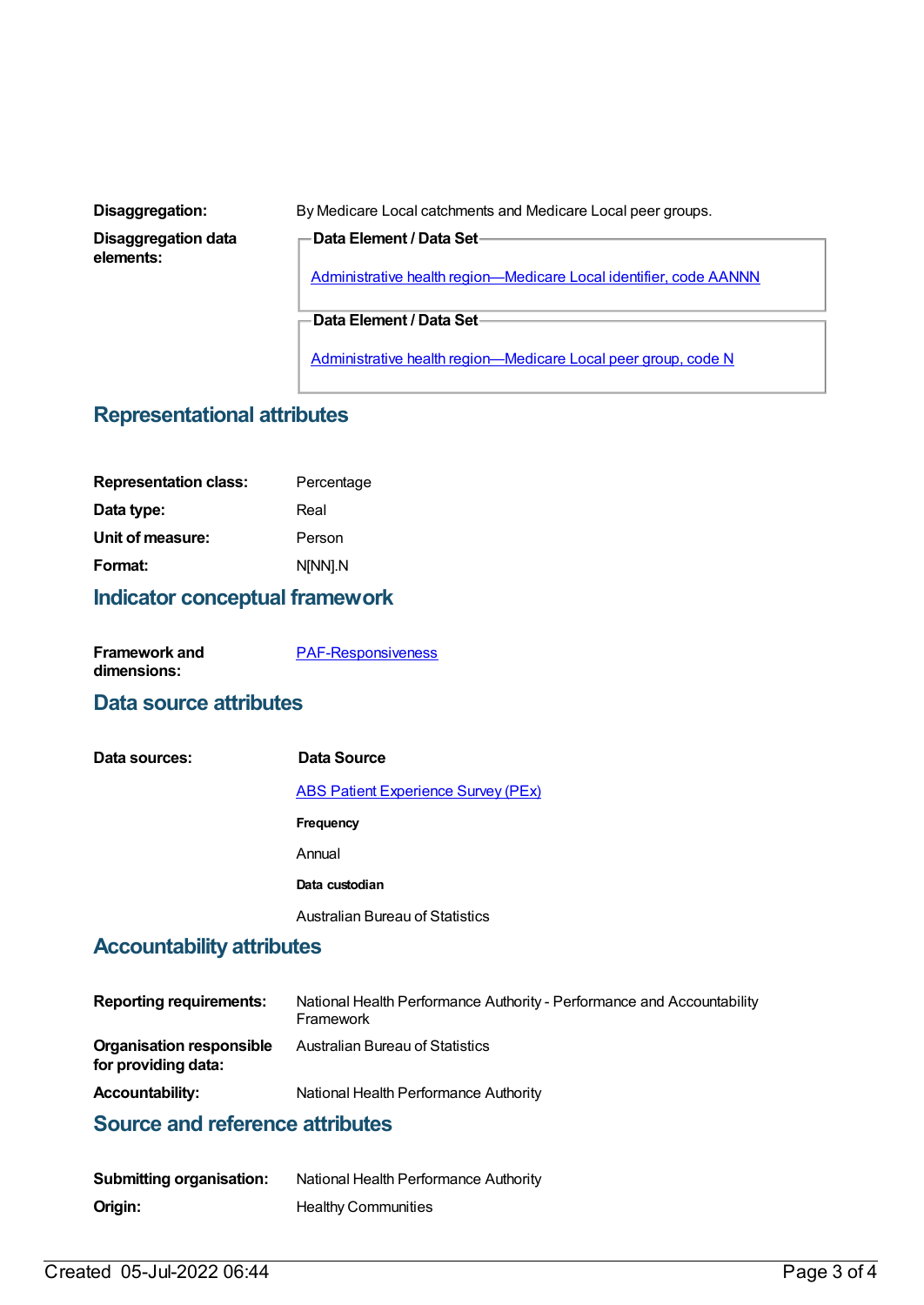**Disaggregation:** By Medicare Local catchments and Medicare Local peer groups.

**Disaggregation data elements:**

**Data Element / Data Set**

Administrative health region—Medicare Local identifier, code AANNN

**Data Element / Data Set**

Administrative health region—Medicare Local peer group, code N

## Representational attributes

**Representation class:** Percentage

**Data type:** Real

**Unit of measure:** Person

**Format:** N[NN].N

## Indicator conceptual framework

**Framework and dimensions:** PAF-Responsiveness

## Data source attributes

**Data sources:**

**Data Source**

ABS Patient Experience Survey (PEx)

**Frequency**

Annual

**Data custodian**

Australian Bureau of Statistics

## Accountability attributes

**Reporting requirements:** National Health Performance Authority - Performance and Accountability Framework

**Organisation responsible for providing data:** Australian Bureau of Statistics

**Accountability:** National Health Performance Authority

## Source and reference attributes

**Submitting organisation:** National Health Performance Authority

**Origin:** Healthy Communities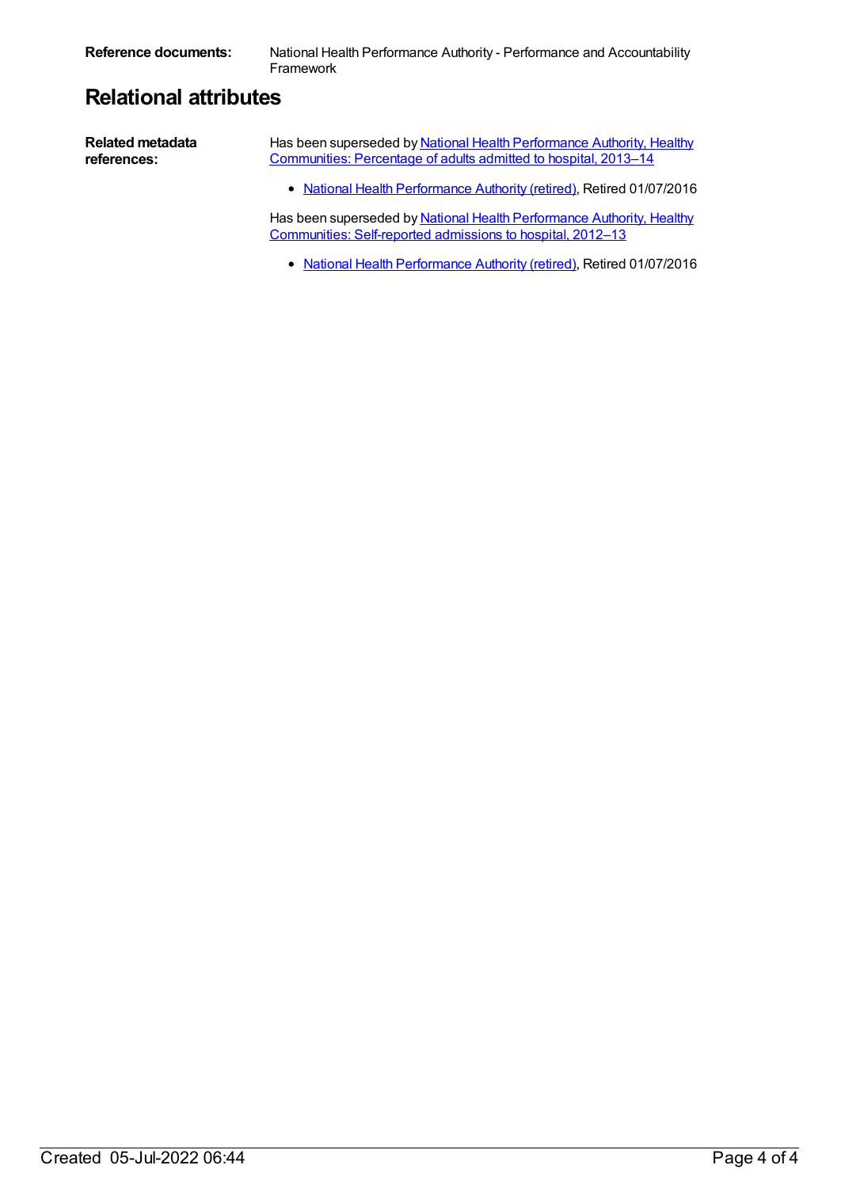**Reference documents:** National Health Performance Authority - Performance and Accountability Framework

## Relational attributes

**Related metadata references:**

Has been superseded by National Health Performance Authority, Healthy Communities: Percentage of adults admitted to hospital, 2013–14

- National Health Performance Authority (retired), Retired 01/07/2016

Has been superseded by National Health Performance Authority, Healthy Communities: Self-reported admissions to hospital, 2012–13

- National Health Performance Authority (retired), Retired 01/07/2016